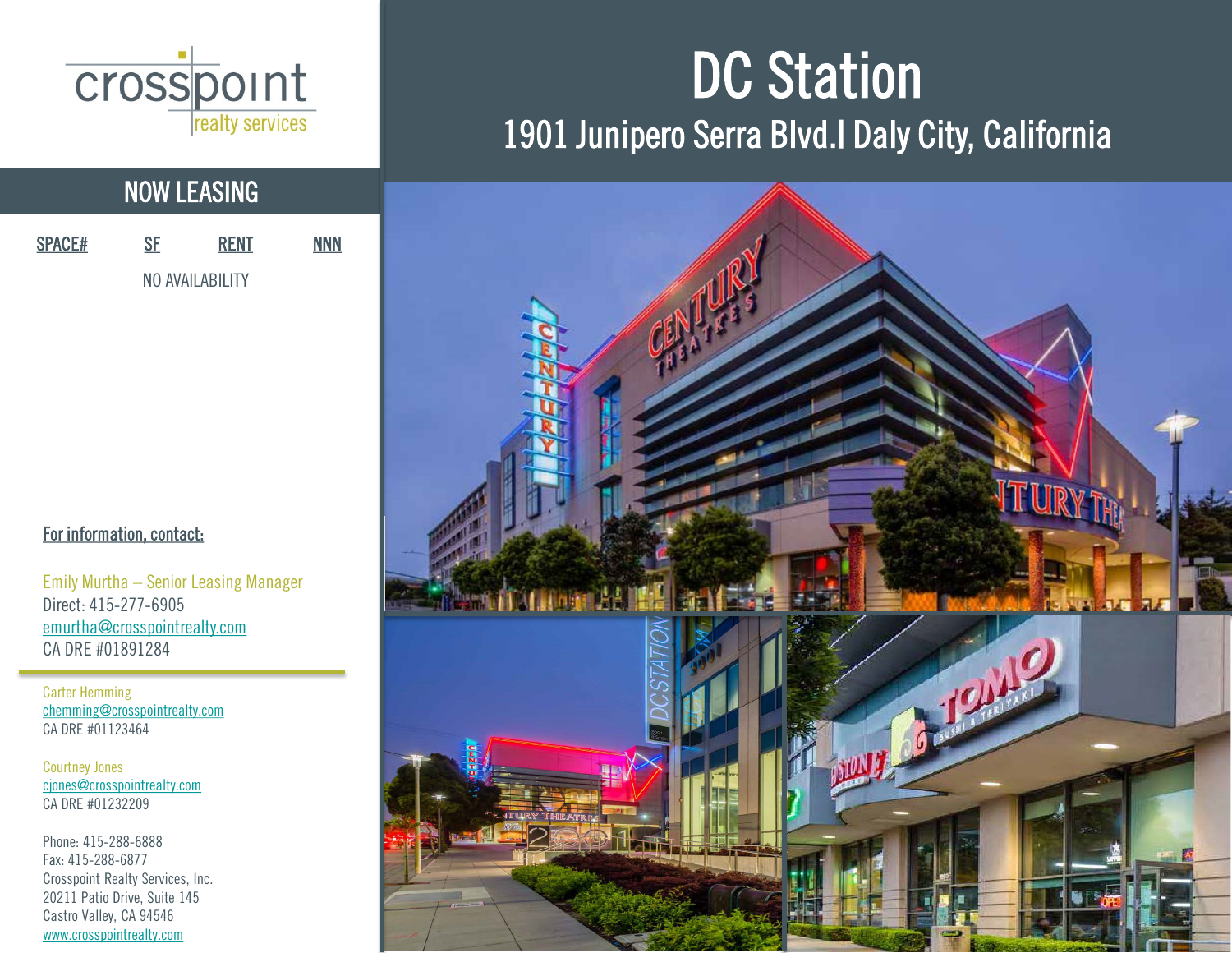crosspoint realty services

# DC Station

## 1901 Junipero Serra Blvd.l Daly City, California

## NOW LEASING

| SPACE# | SF | RENT | NNN |
|---|---|---|---|
| | NO AVAILABILITY | | |

**For information, contact:**

Emily Murtha – Senior Leasing Manager
Direct: 415-277-6905
emurtha@crosspointrealty.com
CA DRE #01891284

Carter Hemming
chemming@crosspointrealty.com
CA DRE #01123464

Courtney Jones
cjones@crosspointrealty.com
CA DRE #01232209

Phone: 415-288-6888
Fax: 415-288-6877
Crosspoint Realty Services, Inc.
20211 Patio Drive, Suite 145
Castro Valley, CA 94546
www.crosspointrealty.com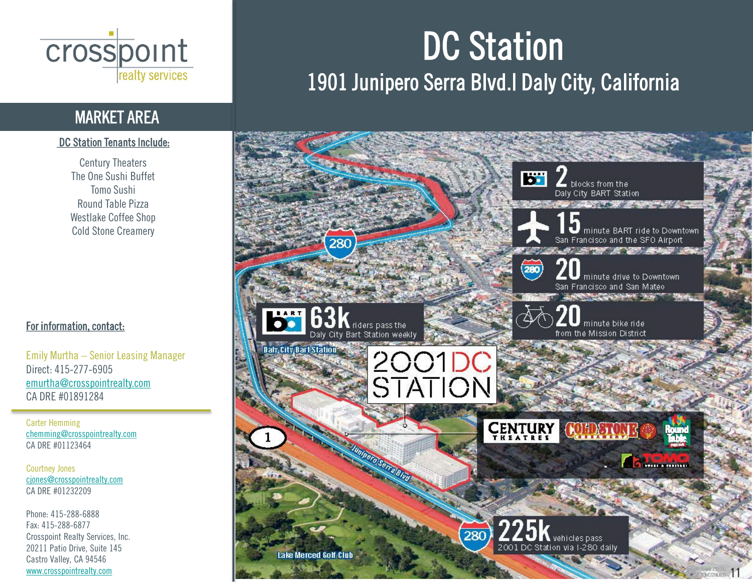crosspoint realty services

# DC Station

## 1901 Junipero Serra Blvd.I Daly City, California

## MARKET AREA

**DC Station Tenants Include:**

Century Theaters
The One Sushi Buffet
Tomo Sushi
Round Table Pizza
Westlake Coffee Shop
Cold Stone Creamery

**2** blocks from the Daly City BART Station

**15** minute BART ride to Downtown San Francisco and the SFO Airport

**20** minute drive to Downtown San Francisco and San Mateo

**20** minute bike ride from the Mission District

**63k** riders pass the Daly City Bart Station weekly

Daly City Bart Station

2001DC STATION

Junipero Serra Blvd

**225k** vehicles pass 2001 DC Station via I-280 daily

Lake Merced Golf Club

**For information, contact:**

Emily Murtha – Senior Leasing Manager
Direct: 415-277-6905
emurtha@crosspointrealty.com
CA DRE #01891284

Carter Hemming
chemming@crosspointrealty.com
CA DRE #01123464

Courtney Jones
cjones@crosspointrealty.com
CA DRE #01232209

Phone: 415-288-6888
Fax: 415-288-6877
Crosspoint Realty Services, Inc.
20211 Patio Drive, Suite 145
Castro Valley, CA 94546
www.crosspointrealty.com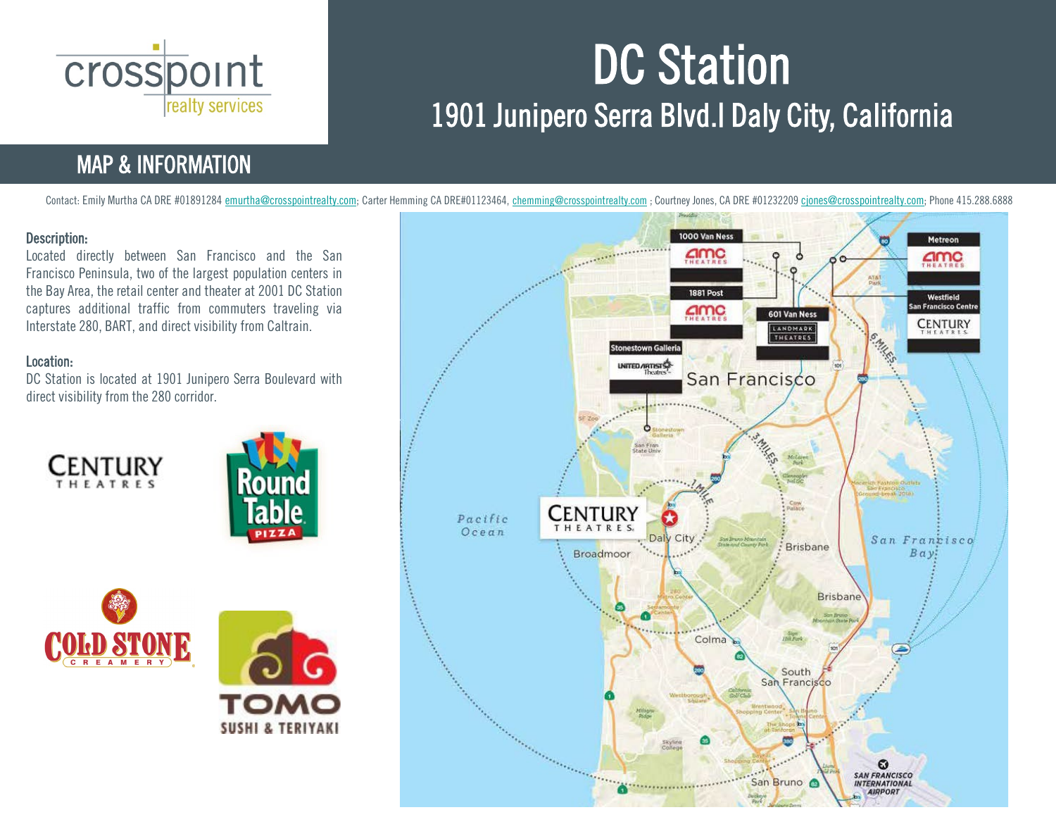crosspoint realty services

# DC Station

## 1901 Junipero Serra Blvd.I Daly City, California

## MAP & INFORMATION

Contact: Emily Murtha CA DRE #01891284 emurtha@crosspointrealty.com; Carter Hemming CA DRE#01123464, chemming@crosspointrealty.com ; Courtney Jones, CA DRE #01232209 cjones@crosspointrealty.com; Phone 415.288.6888

**Description:**
Located directly between San Francisco and the San Francisco Peninsula, two of the largest population centers in the Bay Area, the retail center and theater at 2001 DC Station captures additional traffic from commuters traveling via Interstate 280, BART, and direct visibility from Caltrain.

**Location:**
DC Station is located at 1901 Junipero Serra Boulevard with direct visibility from the 280 corridor.

CENTURY THEATRES

Round Table PIZZA

COLD STONE CREAMERY

TOMO SUSHI & TERIYAKI

1000 Van Ness
AMC THEATRES

1881 Post
AMC THEATRES

601 Van Ness
LANDMARK THEATRES

Metreon
AMC THEATRES

Westfield San Francisco Centre
CENTURY THEATRES

Stonestown Galleria
UNITED ARTISTS Theatres

San Francisco

Pacific Ocean

CENTURY THEATRES

Daly City

Broadmoor

Brisbane

San Francisco Bay

Colma

South San Francisco

San Bruno

SAN FRANCISCO INTERNATIONAL AIRPORT

1 MILE

3 MILES

6 MILES